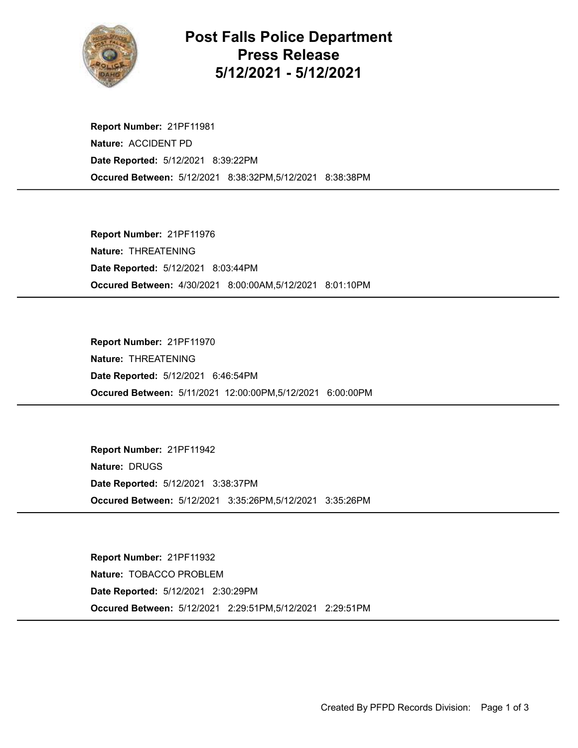# Post Falls Police Department
# Press Release
# 5/12/2021 - 5/12/2021

**Report Number:** 21PF11981

**Nature:** ACCIDENT PD

**Date Reported:** 5/12/2021 8:39:22PM

**Occured Between:** 5/12/2021 8:38:32PM,5/12/2021 8:38:38PM

---

**Report Number:** 21PF11976

**Nature:** THREATENING

**Date Reported:** 5/12/2021 8:03:44PM

**Occured Between:** 4/30/2021 8:00:00AM,5/12/2021 8:01:10PM

---

**Report Number:** 21PF11970

**Nature:** THREATENING

**Date Reported:** 5/12/2021 6:46:54PM

**Occured Between:** 5/11/2021 12:00:00PM,5/12/2021 6:00:00PM

---

**Report Number:** 21PF11942

**Nature:** DRUGS

**Date Reported:** 5/12/2021 3:38:37PM

**Occured Between:** 5/12/2021 3:35:26PM,5/12/2021 3:35:26PM

---

**Report Number:** 21PF11932

**Nature:** TOBACCO PROBLEM

**Date Reported:** 5/12/2021 2:30:29PM

**Occured Between:** 5/12/2021 2:29:51PM,5/12/2021 2:29:51PM

---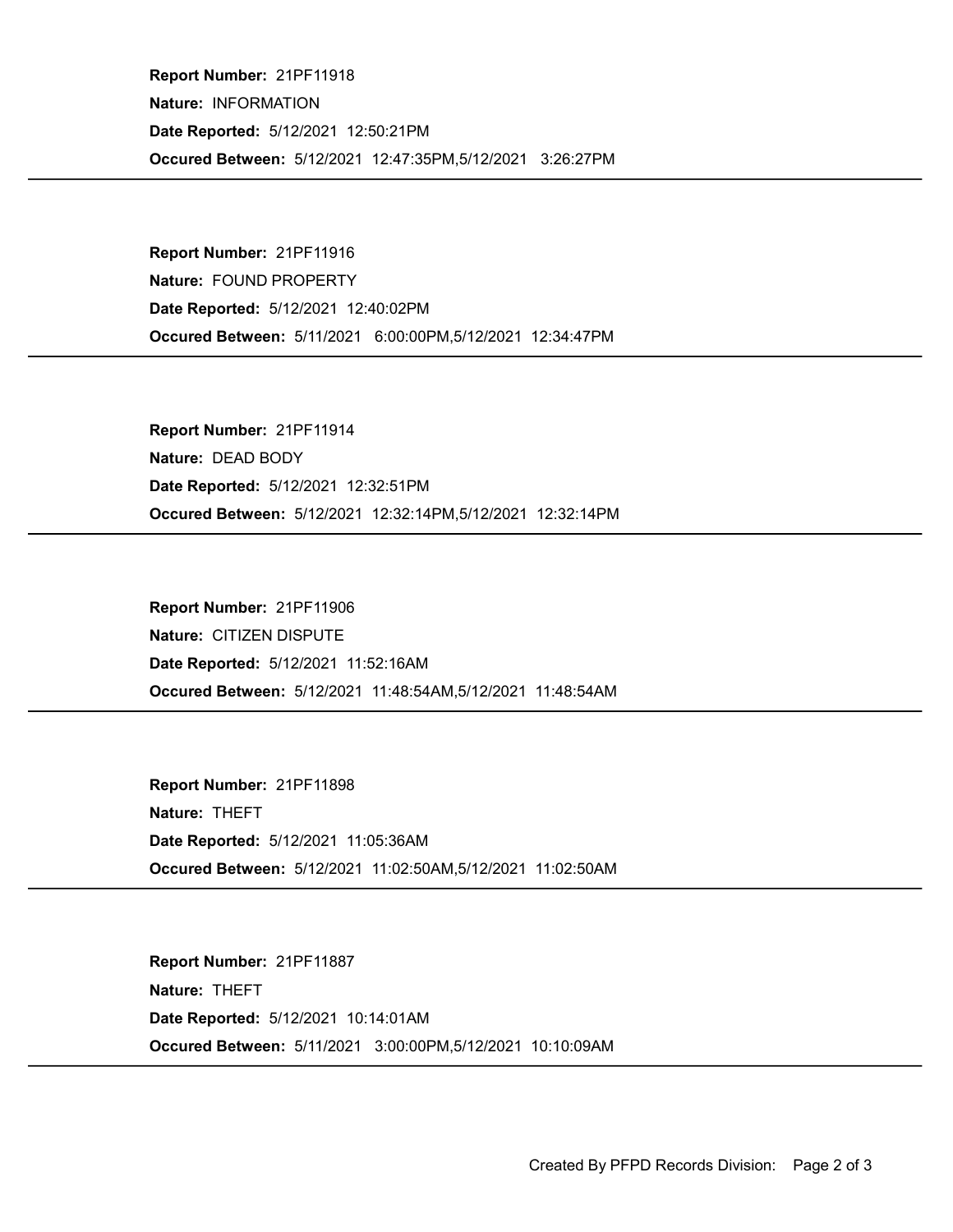**Report Number:** 21PF11918
**Nature:** INFORMATION
**Date Reported:** 5/12/2021 12:50:21PM
**Occured Between:** 5/12/2021 12:47:35PM,5/12/2021 3:26:27PM

---

**Report Number:** 21PF11916
**Nature:** FOUND PROPERTY
**Date Reported:** 5/12/2021 12:40:02PM
**Occured Between:** 5/11/2021 6:00:00PM,5/12/2021 12:34:47PM

---

**Report Number:** 21PF11914
**Nature:** DEAD BODY
**Date Reported:** 5/12/2021 12:32:51PM
**Occured Between:** 5/12/2021 12:32:14PM,5/12/2021 12:32:14PM

---

**Report Number:** 21PF11906
**Nature:** CITIZEN DISPUTE
**Date Reported:** 5/12/2021 11:52:16AM
**Occured Between:** 5/12/2021 11:48:54AM,5/12/2021 11:48:54AM

---

**Report Number:** 21PF11898
**Nature:** THEFT
**Date Reported:** 5/12/2021 11:05:36AM
**Occured Between:** 5/12/2021 11:02:50AM,5/12/2021 11:02:50AM

---

**Report Number:** 21PF11887
**Nature:** THEFT
**Date Reported:** 5/12/2021 10:14:01AM
**Occured Between:** 5/11/2021 3:00:00PM,5/12/2021 10:10:09AM

---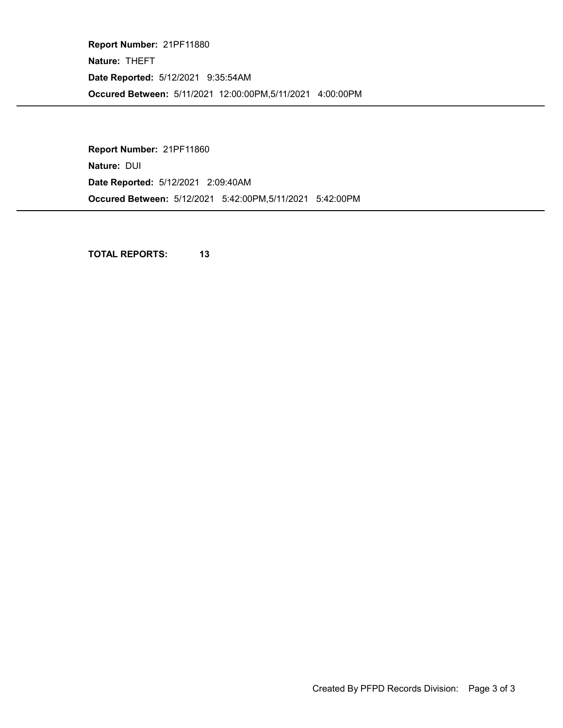**Report Number:** 21PF11880

**Nature:** THEFT

**Date Reported:** 5/12/2021 9:35:54AM

**Occured Between:** 5/11/2021 12:00:00PM,5/11/2021 4:00:00PM

---

**Report Number:** 21PF11860

**Nature:** DUI

**Date Reported:** 5/12/2021 2:09:40AM

**Occured Between:** 5/12/2021 5:42:00PM,5/11/2021 5:42:00PM

---

**TOTAL REPORTS: 13**